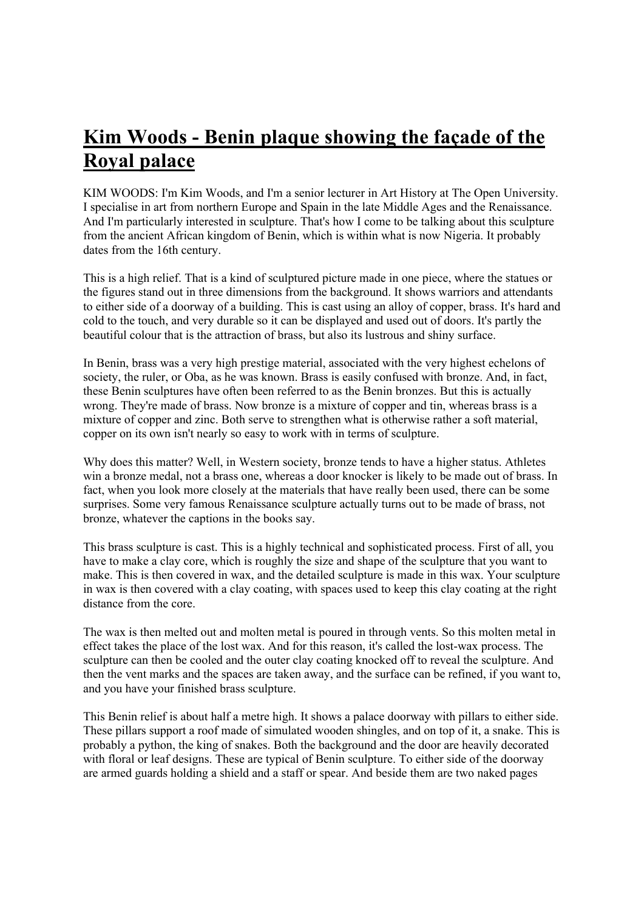# Kim Woods - Benin plaque showing the façade of the Royal palace

KIM WOODS: I'm Kim Woods, and I'm a senior lecturer in Art History at The Open University. I specialise in art from northern Europe and Spain in the late Middle Ages and the Renaissance. And I'm particularly interested in sculpture. That's how I come to be talking about this sculpture from the ancient African kingdom of Benin, which is within what is now Nigeria. It probably dates from the 16th century.

This is a high relief. That is a kind of sculptured picture made in one piece, where the statues or the figures stand out in three dimensions from the background. It shows warriors and attendants to either side of a doorway of a building. This is cast using an alloy of copper, brass. It's hard and cold to the touch, and very durable so it can be displayed and used out of doors. It's partly the beautiful colour that is the attraction of brass, but also its lustrous and shiny surface.

In Benin, brass was a very high prestige material, associated with the very highest echelons of society, the ruler, or Oba, as he was known. Brass is easily confused with bronze. And, in fact, these Benin sculptures have often been referred to as the Benin bronzes. But this is actually wrong. They're made of brass. Now bronze is a mixture of copper and tin, whereas brass is a mixture of copper and zinc. Both serve to strengthen what is otherwise rather a soft material, copper on its own isn't nearly so easy to work with in terms of sculpture.

Why does this matter? Well, in Western society, bronze tends to have a higher status. Athletes win a bronze medal, not a brass one, whereas a door knocker is likely to be made out of brass. In fact, when you look more closely at the materials that have really been used, there can be some surprises. Some very famous Renaissance sculpture actually turns out to be made of brass, not bronze, whatever the captions in the books say.

This brass sculpture is cast. This is a highly technical and sophisticated process. First of all, you have to make a clay core, which is roughly the size and shape of the sculpture that you want to make. This is then covered in wax, and the detailed sculpture is made in this wax. Your sculpture in wax is then covered with a clay coating, with spaces used to keep this clay coating at the right distance from the core.

The wax is then melted out and molten metal is poured in through vents. So this molten metal in effect takes the place of the lost wax. And for this reason, it's called the lost-wax process. The sculpture can then be cooled and the outer clay coating knocked off to reveal the sculpture. And then the vent marks and the spaces are taken away, and the surface can be refined, if you want to, and you have your finished brass sculpture.

This Benin relief is about half a metre high. It shows a palace doorway with pillars to either side. These pillars support a roof made of simulated wooden shingles, and on top of it, a snake. This is probably a python, the king of snakes. Both the background and the door are heavily decorated with floral or leaf designs. These are typical of Benin sculpture. To either side of the doorway are armed guards holding a shield and a staff or spear. And beside them are two naked pages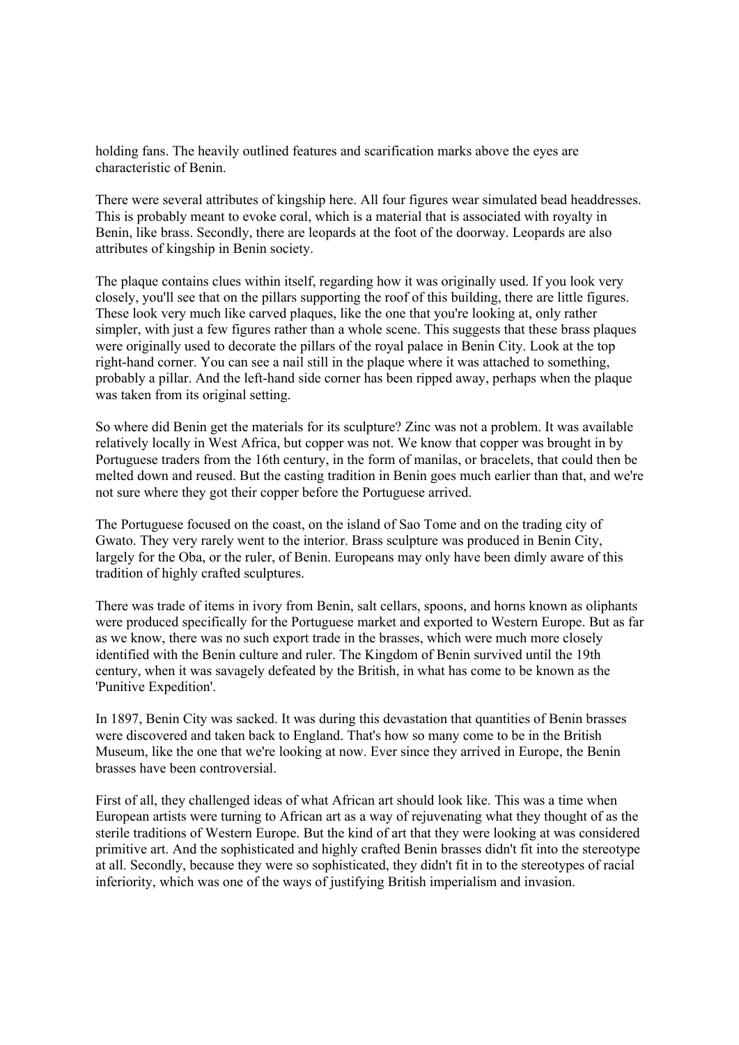holding fans. The heavily outlined features and scarification marks above the eyes are characteristic of Benin.

There were several attributes of kingship here. All four figures wear simulated bead headdresses. This is probably meant to evoke coral, which is a material that is associated with royalty in Benin, like brass. Secondly, there are leopards at the foot of the doorway. Leopards are also attributes of kingship in Benin society.

The plaque contains clues within itself, regarding how it was originally used. If you look very closely, you'll see that on the pillars supporting the roof of this building, there are little figures. These look very much like carved plaques, like the one that you're looking at, only rather simpler, with just a few figures rather than a whole scene. This suggests that these brass plaques were originally used to decorate the pillars of the royal palace in Benin City. Look at the top right-hand corner. You can see a nail still in the plaque where it was attached to something, probably a pillar. And the left-hand side corner has been ripped away, perhaps when the plaque was taken from its original setting.

So where did Benin get the materials for its sculpture? Zinc was not a problem. It was available relatively locally in West Africa, but copper was not. We know that copper was brought in by Portuguese traders from the 16th century, in the form of manilas, or bracelets, that could then be melted down and reused. But the casting tradition in Benin goes much earlier than that, and we're not sure where they got their copper before the Portuguese arrived.

The Portuguese focused on the coast, on the island of Sao Tome and on the trading city of Gwato. They very rarely went to the interior. Brass sculpture was produced in Benin City, largely for the Oba, or the ruler, of Benin. Europeans may only have been dimly aware of this tradition of highly crafted sculptures.

There was trade of items in ivory from Benin, salt cellars, spoons, and horns known as oliphants were produced specifically for the Portuguese market and exported to Western Europe. But as far as we know, there was no such export trade in the brasses, which were much more closely identified with the Benin culture and ruler. The Kingdom of Benin survived until the 19th century, when it was savagely defeated by the British, in what has come to be known as the 'Punitive Expedition'.

In 1897, Benin City was sacked. It was during this devastation that quantities of Benin brasses were discovered and taken back to England. That's how so many come to be in the British Museum, like the one that we're looking at now. Ever since they arrived in Europe, the Benin brasses have been controversial.

First of all, they challenged ideas of what African art should look like. This was a time when European artists were turning to African art as a way of rejuvenating what they thought of as the sterile traditions of Western Europe. But the kind of art that they were looking at was considered primitive art. And the sophisticated and highly crafted Benin brasses didn't fit into the stereotype at all. Secondly, because they were so sophisticated, they didn't fit in to the stereotypes of racial inferiority, which was one of the ways of justifying British imperialism and invasion.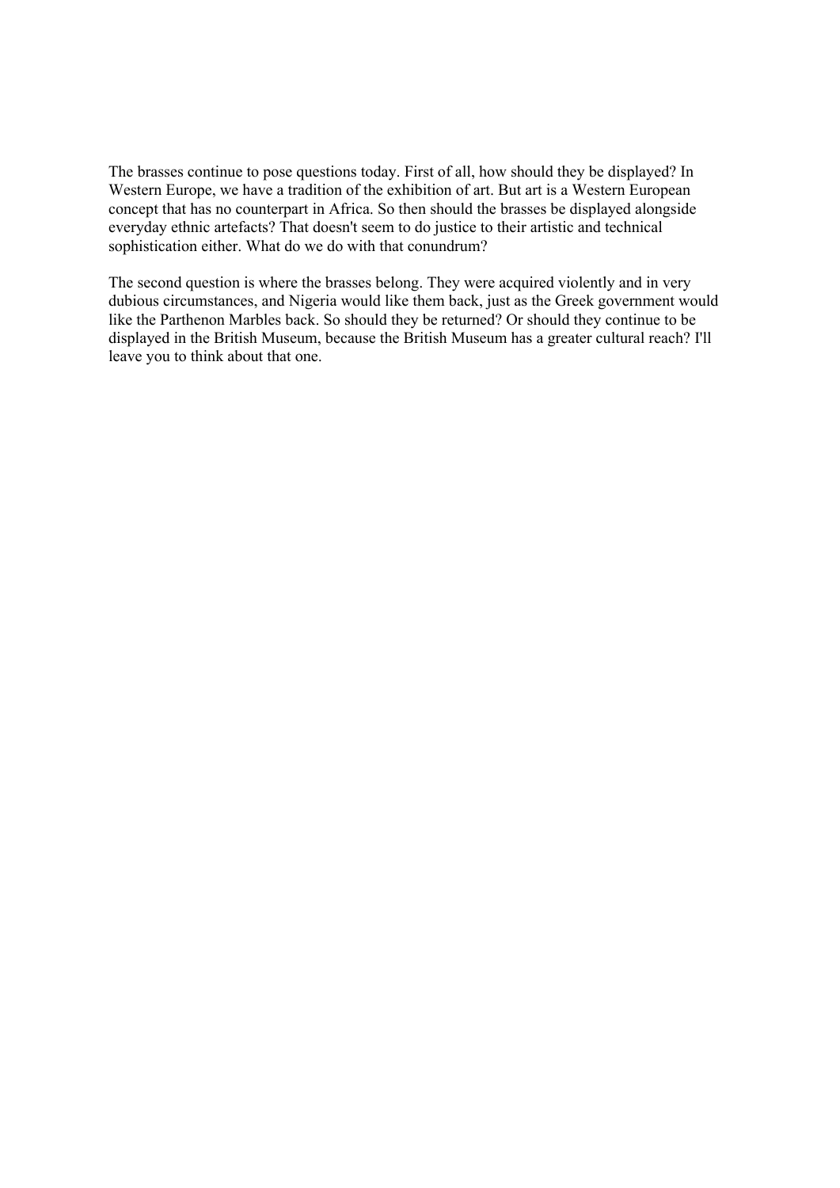The brasses continue to pose questions today. First of all, how should they be displayed? In Western Europe, we have a tradition of the exhibition of art. But art is a Western European concept that has no counterpart in Africa. So then should the brasses be displayed alongside everyday ethnic artefacts? That doesn't seem to do justice to their artistic and technical sophistication either. What do we do with that conundrum?

The second question is where the brasses belong. They were acquired violently and in very dubious circumstances, and Nigeria would like them back, just as the Greek government would like the Parthenon Marbles back. So should they be returned? Or should they continue to be displayed in the British Museum, because the British Museum has a greater cultural reach? I'll leave you to think about that one.